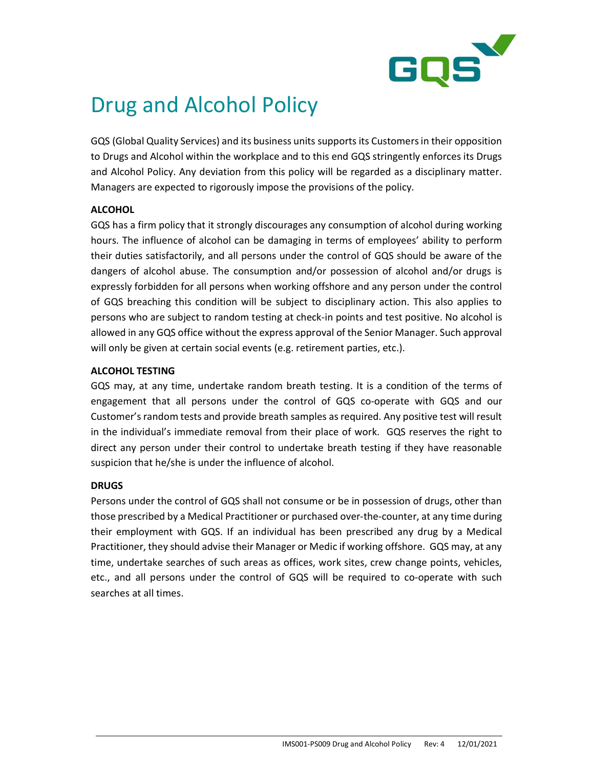# Drug and Alcohol Policy

GQS (Global Quality Services) and its business units supports its Customers in their opposition to Drugs and Alcohol within the workplace and to this end GQS stringently enforces its Drugs and Alcohol Policy. Any deviation from this policy will be regarded as a disciplinary matter. Managers are expected to rigorously impose the provisions of the policy.

**ALCOHOL**

GQS has a firm policy that it strongly discourages any consumption of alcohol during working hours. The influence of alcohol can be damaging in terms of employees' ability to perform their duties satisfactorily, and all persons under the control of GQS should be aware of the dangers of alcohol abuse. The consumption and/or possession of alcohol and/or drugs is expressly forbidden for all persons when working offshore and any person under the control of GQS breaching this condition will be subject to disciplinary action. This also applies to persons who are subject to random testing at check-in points and test positive. No alcohol is allowed in any GQS office without the express approval of the Senior Manager. Such approval will only be given at certain social events (e.g. retirement parties, etc.).

**ALCOHOL TESTING**

GQS may, at any time, undertake random breath testing. It is a condition of the terms of engagement that all persons under the control of GQS co-operate with GQS and our Customer's random tests and provide breath samples as required. Any positive test will result in the individual's immediate removal from their place of work. GQS reserves the right to direct any person under their control to undertake breath testing if they have reasonable suspicion that he/she is under the influence of alcohol.

**DRUGS**

Persons under the control of GQS shall not consume or be in possession of drugs, other than those prescribed by a Medical Practitioner or purchased over-the-counter, at any time during their employment with GQS. If an individual has been prescribed any drug by a Medical Practitioner, they should advise their Manager or Medic if working offshore. GQS may, at any time, undertake searches of such areas as offices, work sites, crew change points, vehicles, etc., and all persons under the control of GQS will be required to co-operate with such searches at all times.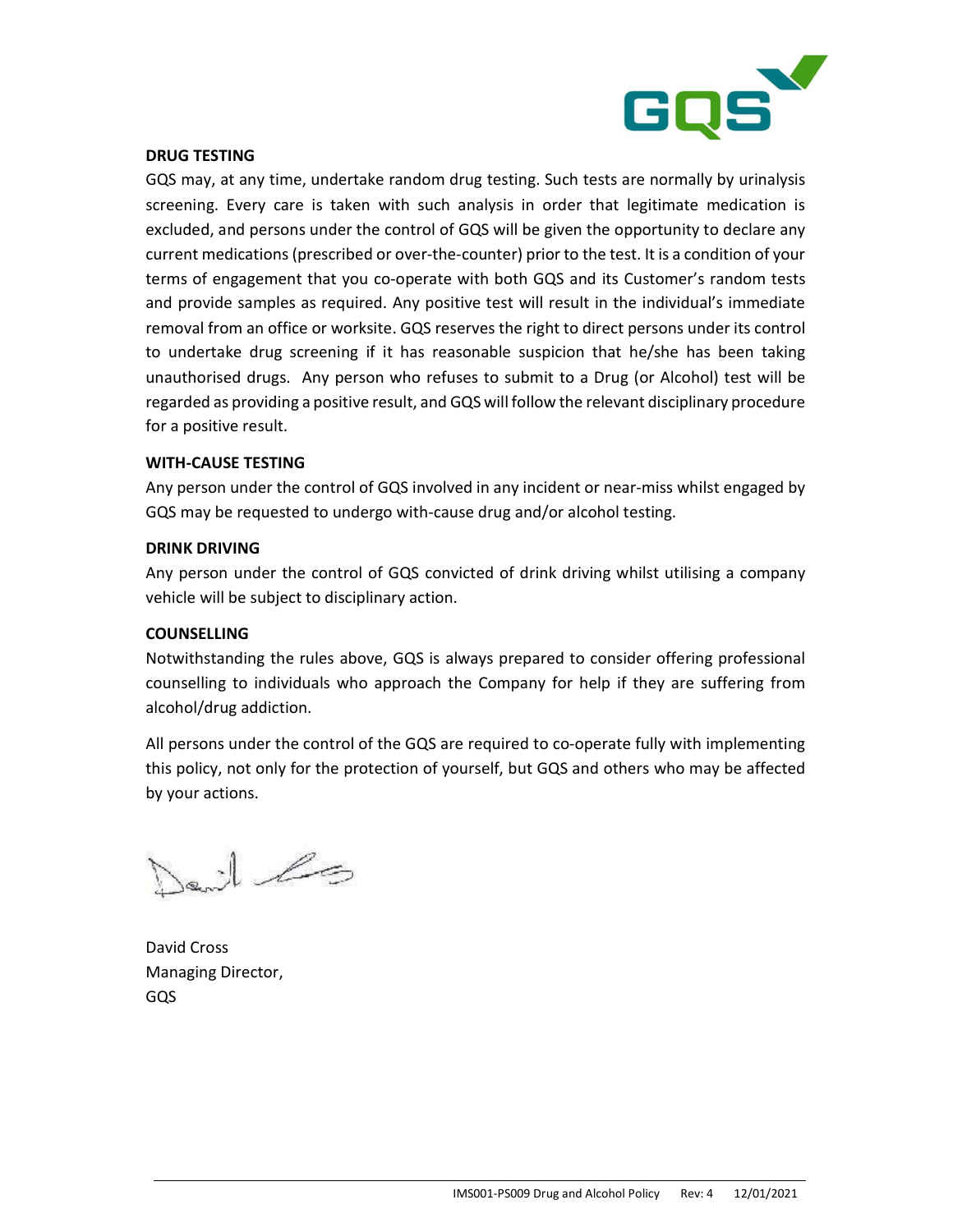**DRUG TESTING**

GQS may, at any time, undertake random drug testing. Such tests are normally by urinalysis screening. Every care is taken with such analysis in order that legitimate medication is excluded, and persons under the control of GQS will be given the opportunity to declare any current medications (prescribed or over-the-counter) prior to the test. It is a condition of your terms of engagement that you co-operate with both GQS and its Customer's random tests and provide samples as required. Any positive test will result in the individual's immediate removal from an office or worksite. GQS reserves the right to direct persons under its control to undertake drug screening if it has reasonable suspicion that he/she has been taking unauthorised drugs. Any person who refuses to submit to a Drug (or Alcohol) test will be regarded as providing a positive result, and GQS will follow the relevant disciplinary procedure for a positive result.

**WITH-CAUSE TESTING**

Any person under the control of GQS involved in any incident or near-miss whilst engaged by GQS may be requested to undergo with-cause drug and/or alcohol testing.

**DRINK DRIVING**

Any person under the control of GQS convicted of drink driving whilst utilising a company vehicle will be subject to disciplinary action.

**COUNSELLING**

Notwithstanding the rules above, GQS is always prepared to consider offering professional counselling to individuals who approach the Company for help if they are suffering from alcohol/drug addiction.

All persons under the control of the GQS are required to co-operate fully with implementing this policy, not only for the protection of yourself, but GQS and others who may be affected by your actions.

David Cross
Managing Director,
GQS

IMS001-PS009 Drug and Alcohol Policy Rev: 4 12/01/2021